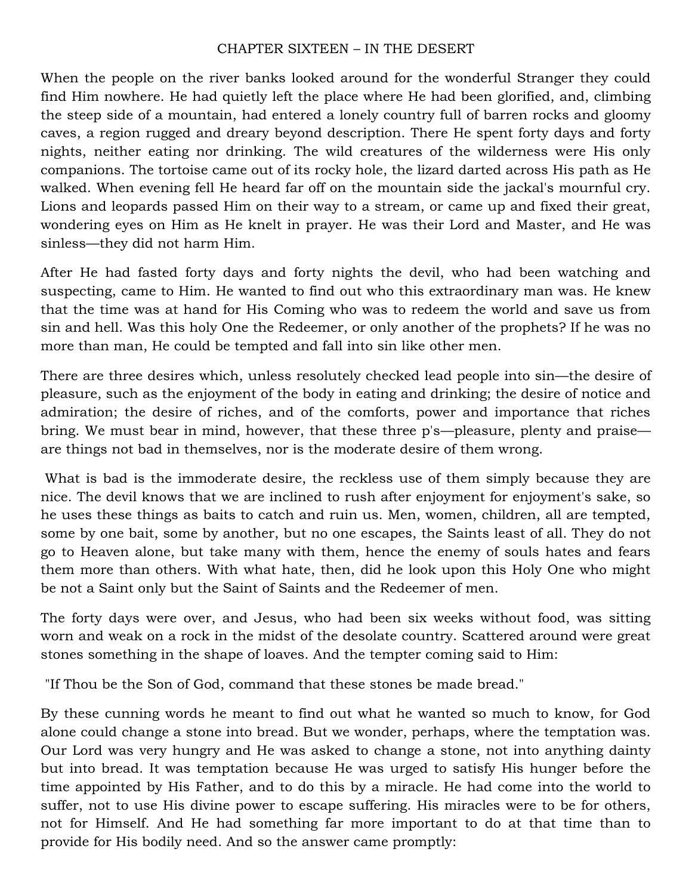## CHAPTER SIXTEEN – IN THE DESERT

When the people on the river banks looked around for the wonderful Stranger they could find Him nowhere. He had quietly left the place where He had been glorified, and, climbing the steep side of a mountain, had entered a lonely country full of barren rocks and gloomy caves, a region rugged and dreary beyond description. There He spent forty days and forty nights, neither eating nor drinking. The wild creatures of the wilderness were His only companions. The tortoise came out of its rocky hole, the lizard darted across His path as He walked. When evening fell He heard far off on the mountain side the jackal's mournful cry. Lions and leopards passed Him on their way to a stream, or came up and fixed their great, wondering eyes on Him as He knelt in prayer. He was their Lord and Master, and He was sinless—they did not harm Him.

After He had fasted forty days and forty nights the devil, who had been watching and suspecting, came to Him. He wanted to find out who this extraordinary man was. He knew that the time was at hand for His Coming who was to redeem the world and save us from sin and hell. Was this holy One the Redeemer, or only another of the prophets? If he was no more than man, He could be tempted and fall into sin like other men.

There are three desires which, unless resolutely checked lead people into sin—the desire of pleasure, such as the enjoyment of the body in eating and drinking; the desire of notice and admiration; the desire of riches, and of the comforts, power and importance that riches bring. We must bear in mind, however, that these three p's—pleasure, plenty and praise—are things not bad in themselves, nor is the moderate desire of them wrong.

What is bad is the immoderate desire, the reckless use of them simply because they are nice. The devil knows that we are inclined to rush after enjoyment for enjoyment's sake, so he uses these things as baits to catch and ruin us. Men, women, children, all are tempted, some by one bait, some by another, but no one escapes, the Saints least of all. They do not go to Heaven alone, but take many with them, hence the enemy of souls hates and fears them more than others. With what hate, then, did he look upon this Holy One who might be not a Saint only but the Saint of Saints and the Redeemer of men.

The forty days were over, and Jesus, who had been six weeks without food, was sitting worn and weak on a rock in the midst of the desolate country. Scattered around were great stones something in the shape of loaves. And the tempter coming said to Him:

"If Thou be the Son of God, command that these stones be made bread."

By these cunning words he meant to find out what he wanted so much to know, for God alone could change a stone into bread. But we wonder, perhaps, where the temptation was. Our Lord was very hungry and He was asked to change a stone, not into anything dainty but into bread. It was temptation because He was urged to satisfy His hunger before the time appointed by His Father, and to do this by a miracle. He had come into the world to suffer, not to use His divine power to escape suffering. His miracles were to be for others, not for Himself. And He had something far more important to do at that time than to provide for His bodily need. And so the answer came promptly: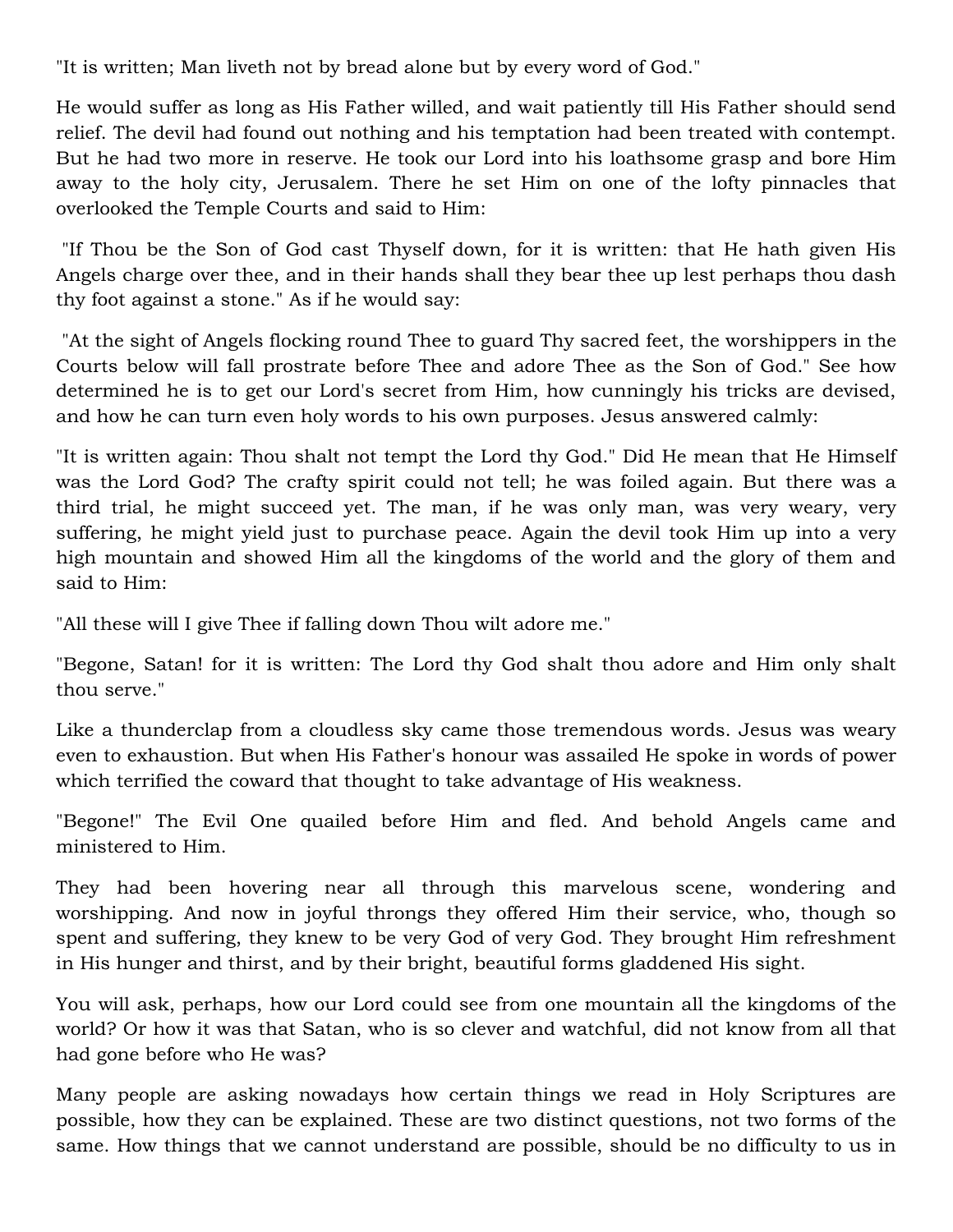"It is written; Man liveth not by bread alone but by every word of God."

He would suffer as long as His Father willed, and wait patiently till His Father should send relief. The devil had found out nothing and his temptation had been treated with contempt. But he had two more in reserve. He took our Lord into his loathsome grasp and bore Him away to the holy city, Jerusalem. There he set Him on one of the lofty pinnacles that overlooked the Temple Courts and said to Him:

"If Thou be the Son of God cast Thyself down, for it is written: that He hath given His Angels charge over thee, and in their hands shall they bear thee up lest perhaps thou dash thy foot against a stone." As if he would say:

"At the sight of Angels flocking round Thee to guard Thy sacred feet, the worshippers in the Courts below will fall prostrate before Thee and adore Thee as the Son of God." See how determined he is to get our Lord's secret from Him, how cunningly his tricks are devised, and how he can turn even holy words to his own purposes. Jesus answered calmly:

"It is written again: Thou shalt not tempt the Lord thy God." Did He mean that He Himself was the Lord God? The crafty spirit could not tell; he was foiled again. But there was a third trial, he might succeed yet. The man, if he was only man, was very weary, very suffering, he might yield just to purchase peace. Again the devil took Him up into a very high mountain and showed Him all the kingdoms of the world and the glory of them and said to Him:

"All these will I give Thee if falling down Thou wilt adore me."

"Begone, Satan! for it is written: The Lord thy God shalt thou adore and Him only shalt thou serve."

Like a thunderclap from a cloudless sky came those tremendous words. Jesus was weary even to exhaustion. But when His Father's honour was assailed He spoke in words of power which terrified the coward that thought to take advantage of His weakness.

"Begone!" The Evil One quailed before Him and fled. And behold Angels came and ministered to Him.

They had been hovering near all through this marvelous scene, wondering and worshipping. And now in joyful throngs they offered Him their service, who, though so spent and suffering, they knew to be very God of very God. They brought Him refreshment in His hunger and thirst, and by their bright, beautiful forms gladdened His sight.

You will ask, perhaps, how our Lord could see from one mountain all the kingdoms of the world? Or how it was that Satan, who is so clever and watchful, did not know from all that had gone before who He was?

Many people are asking nowadays how certain things we read in Holy Scriptures are possible, how they can be explained. These are two distinct questions, not two forms of the same. How things that we cannot understand are possible, should be no difficulty to us in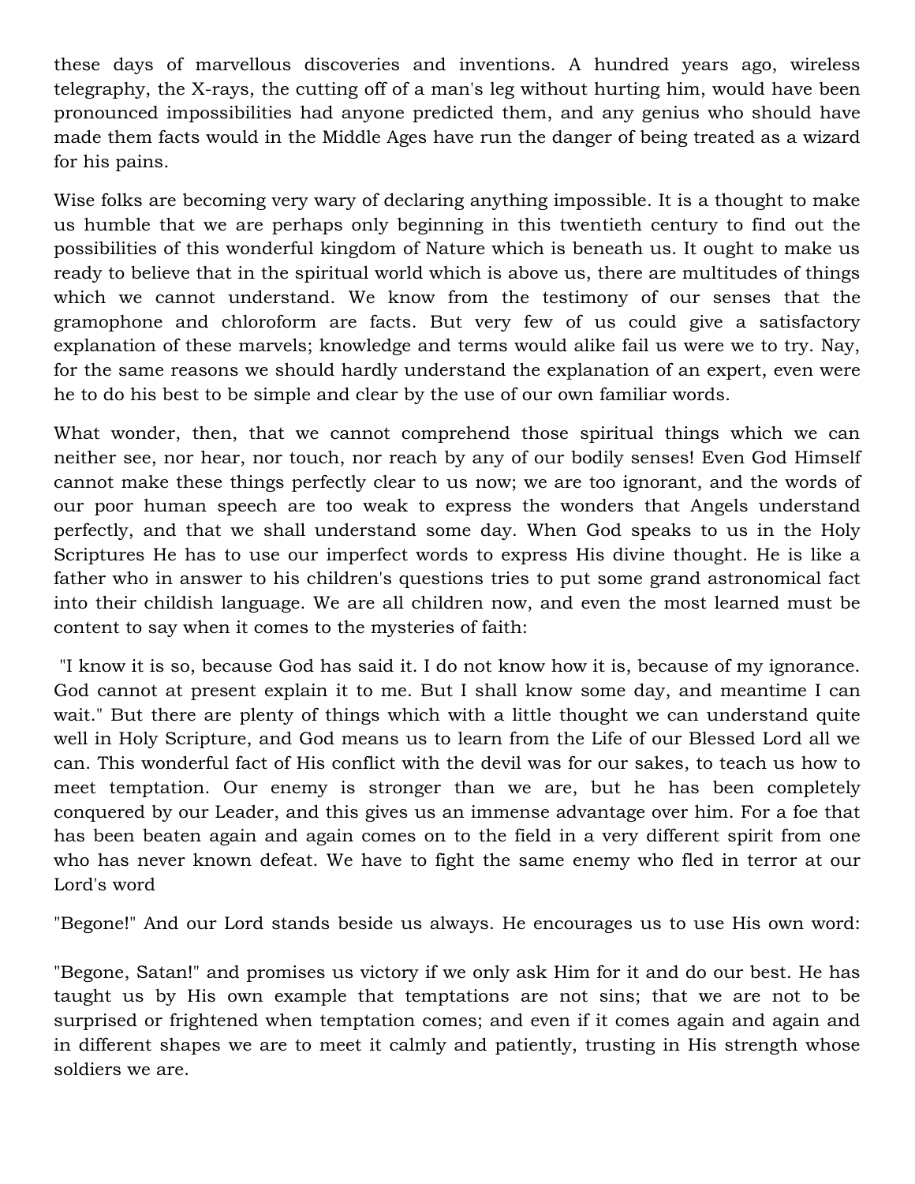these days of marvellous discoveries and inventions. A hundred years ago, wireless telegraphy, the X-rays, the cutting off of a man's leg without hurting him, would have been pronounced impossibilities had anyone predicted them, and any genius who should have made them facts would in the Middle Ages have run the danger of being treated as a wizard for his pains.

Wise folks are becoming very wary of declaring anything impossible. It is a thought to make us humble that we are perhaps only beginning in this twentieth century to find out the possibilities of this wonderful kingdom of Nature which is beneath us. It ought to make us ready to believe that in the spiritual world which is above us, there are multitudes of things which we cannot understand. We know from the testimony of our senses that the gramophone and chloroform are facts. But very few of us could give a satisfactory explanation of these marvels; knowledge and terms would alike fail us were we to try. Nay, for the same reasons we should hardly understand the explanation of an expert, even were he to do his best to be simple and clear by the use of our own familiar words.

What wonder, then, that we cannot comprehend those spiritual things which we can neither see, nor hear, nor touch, nor reach by any of our bodily senses! Even God Himself cannot make these things perfectly clear to us now; we are too ignorant, and the words of our poor human speech are too weak to express the wonders that Angels understand perfectly, and that we shall understand some day. When God speaks to us in the Holy Scriptures He has to use our imperfect words to express His divine thought. He is like a father who in answer to his children's questions tries to put some grand astronomical fact into their childish language. We are all children now, and even the most learned must be content to say when it comes to the mysteries of faith:

"I know it is so, because God has said it. I do not know how it is, because of my ignorance. God cannot at present explain it to me. But I shall know some day, and meantime I can wait." But there are plenty of things which with a little thought we can understand quite well in Holy Scripture, and God means us to learn from the Life of our Blessed Lord all we can. This wonderful fact of His conflict with the devil was for our sakes, to teach us how to meet temptation. Our enemy is stronger than we are, but he has been completely conquered by our Leader, and this gives us an immense advantage over him. For a foe that has been beaten again and again comes on to the field in a very different spirit from one who has never known defeat. We have to fight the same enemy who fled in terror at our Lord's word

"Begone!" And our Lord stands beside us always. He encourages us to use His own word:

"Begone, Satan!" and promises us victory if we only ask Him for it and do our best. He has taught us by His own example that temptations are not sins; that we are not to be surprised or frightened when temptation comes; and even if it comes again and again and in different shapes we are to meet it calmly and patiently, trusting in His strength whose soldiers we are.